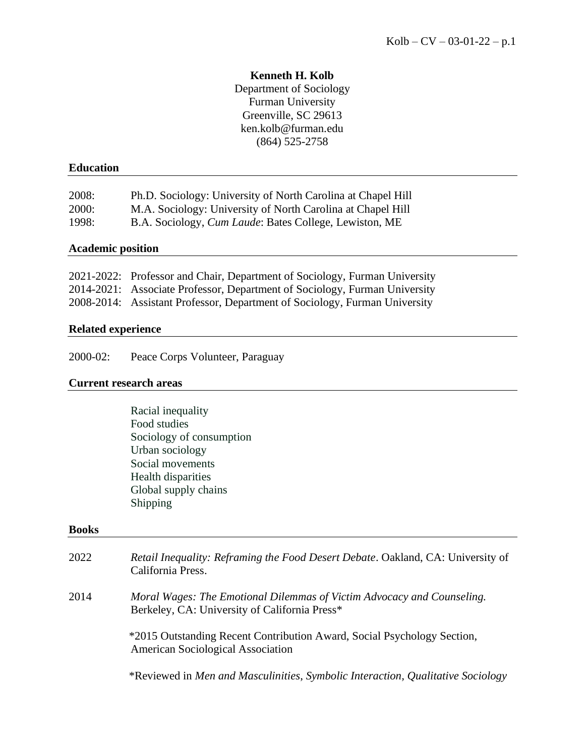# Kenneth H. Kolb

Department of Sociology
Furman University
Greenville, SC 29613
ken.kolb@furman.edu
(864) 525-2758

## Education

2008: Ph.D. Sociology: University of North Carolina at Chapel Hill
2000: M.A. Sociology: University of North Carolina at Chapel Hill
1998: B.A. Sociology, *Cum Laude*: Bates College, Lewiston, ME

## Academic position

2021-2022: Professor and Chair, Department of Sociology, Furman University
2014-2021: Associate Professor, Department of Sociology, Furman University
2008-2014: Assistant Professor, Department of Sociology, Furman University

## Related experience

2000-02: Peace Corps Volunteer, Paraguay

## Current research areas

Racial inequality
Food studies
Sociology of consumption
Urban sociology
Social movements
Health disparities
Global supply chains
Shipping

## Books

2022 *Retail Inequality: Reframing the Food Desert Debate*. Oakland, CA: University of California Press.

2014 *Moral Wages: The Emotional Dilemmas of Victim Advocacy and Counseling.* Berkeley, CA: University of California Press*

*2015 Outstanding Recent Contribution Award, Social Psychology Section, American Sociological Association

*Reviewed in *Men and Masculinities*, *Symbolic Interaction*, *Qualitative Sociology*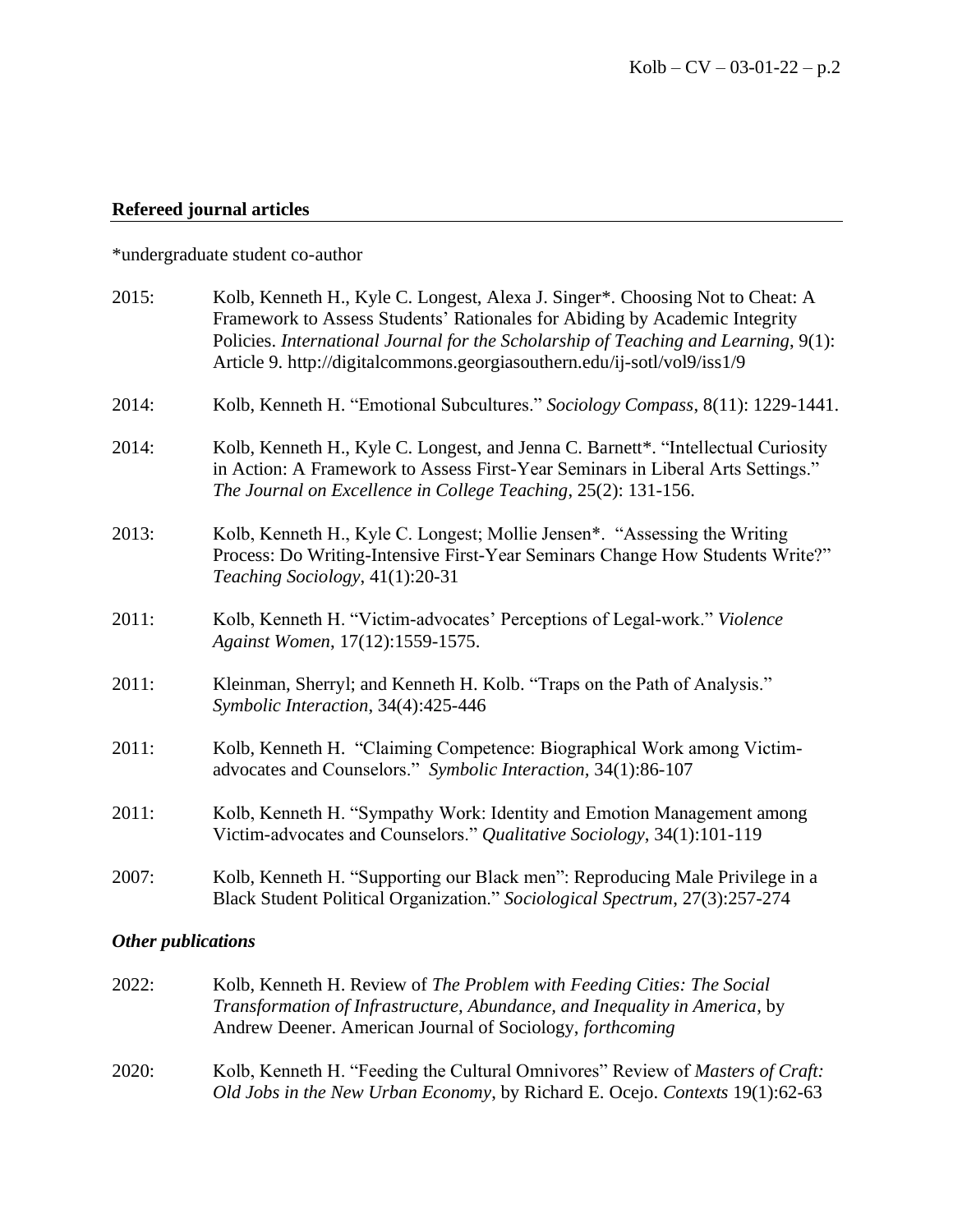## **Refereed journal articles**

*undergraduate student co-author

2015: Kolb, Kenneth H., Kyle C. Longest, Alexa J. Singer*. Choosing Not to Cheat: A Framework to Assess Students' Rationales for Abiding by Academic Integrity Policies. *International Journal for the Scholarship of Teaching and Learning*, 9(1): Article 9. http://digitalcommons.georgiasouthern.edu/ij-sotl/vol9/iss1/9

2014: Kolb, Kenneth H. "Emotional Subcultures." *Sociology Compass*, 8(11): 1229-1441.

2014: Kolb, Kenneth H., Kyle C. Longest, and Jenna C. Barnett*. "Intellectual Curiosity in Action: A Framework to Assess First-Year Seminars in Liberal Arts Settings." *The Journal on Excellence in College Teaching*, 25(2): 131-156.

2013: Kolb, Kenneth H., Kyle C. Longest; Mollie Jensen*. "Assessing the Writing Process: Do Writing-Intensive First-Year Seminars Change How Students Write?" *Teaching Sociology*, 41(1):20-31

2011: Kolb, Kenneth H. "Victim-advocates' Perceptions of Legal-work." *Violence Against Women*, 17(12):1559-1575.

2011: Kleinman, Sherryl; and Kenneth H. Kolb. "Traps on the Path of Analysis." *Symbolic Interaction*, 34(4):425-446

2011: Kolb, Kenneth H. "Claiming Competence: Biographical Work among Victim-advocates and Counselors." *Symbolic Interaction*, 34(1):86-107

2011: Kolb, Kenneth H. "Sympathy Work: Identity and Emotion Management among Victim-advocates and Counselors." *Qualitative Sociology*, 34(1):101-119

2007: Kolb, Kenneth H. "Supporting our Black men": Reproducing Male Privilege in a Black Student Political Organization." *Sociological Spectrum*, 27(3):257-274

### ***Other publications***

2022: Kolb, Kenneth H. Review of *The Problem with Feeding Cities: The Social Transformation of Infrastructure, Abundance, and Inequality in America*, by Andrew Deener. American Journal of Sociology, *forthcoming*

2020: Kolb, Kenneth H. "Feeding the Cultural Omnivores" Review of *Masters of Craft: Old Jobs in the New Urban Economy*, by Richard E. Ocejo. *Contexts* 19(1):62-63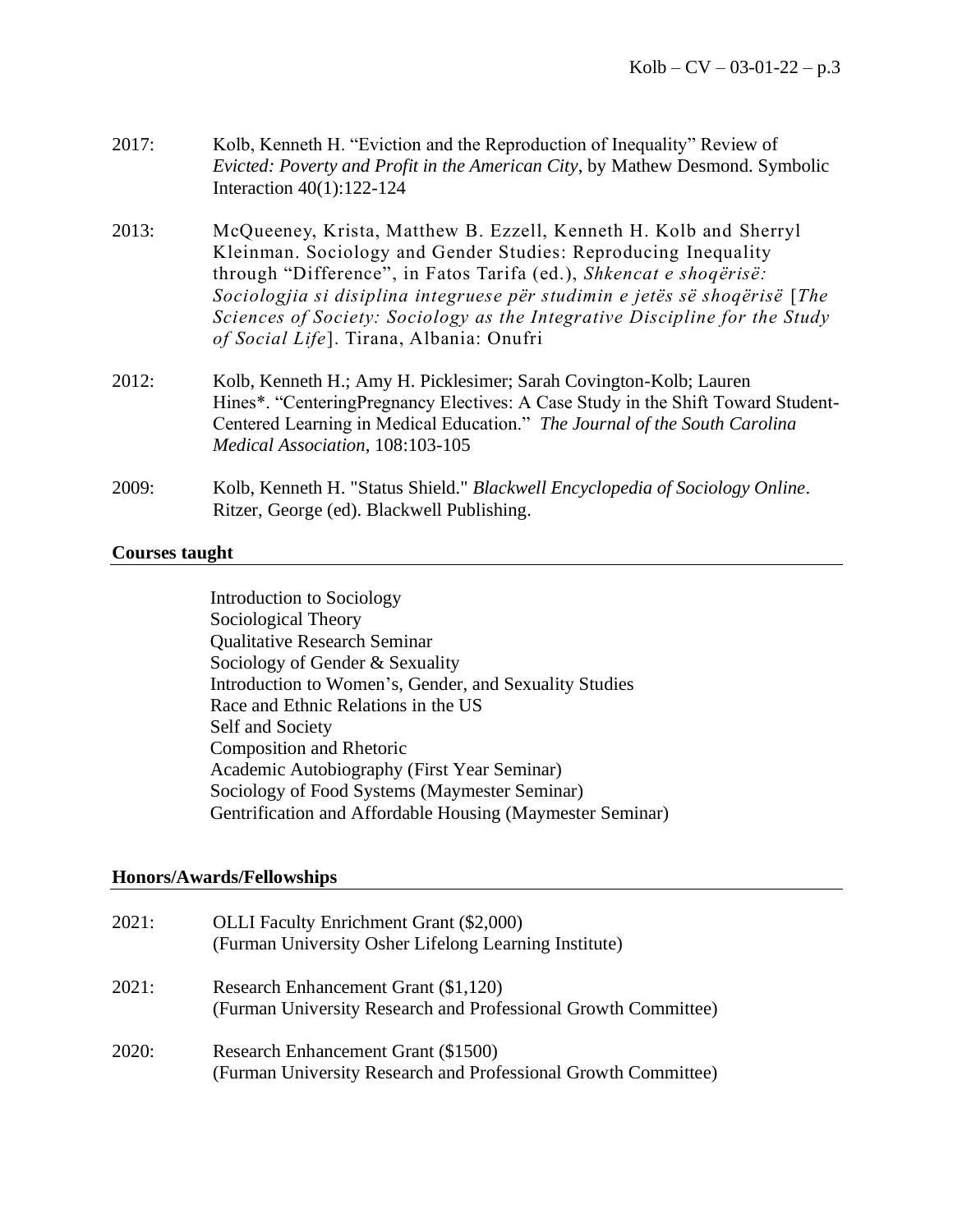2017: Kolb, Kenneth H. “Eviction and the Reproduction of Inequality” Review of *Evicted: Poverty and Profit in the American City*, by Mathew Desmond. Symbolic Interaction 40(1):122-124

2013: McQueeney, Krista, Matthew B. Ezzell, Kenneth H. Kolb and Sherryl Kleinman. Sociology and Gender Studies: Reproducing Inequality through “Difference”, in Fatos Tarifa (ed.), *Shkencat e shoqërisë: Sociologjia si disiplina integruese për studimin e jetës së shoqërisë* [*The Sciences of Society: Sociology as the Integrative Discipline for the Study of Social Life*]. Tirana, Albania: Onufri

2012: Kolb, Kenneth H.; Amy H. Picklesimer; Sarah Covington-Kolb; Lauren Hines*. “CenteringPregnancy Electives: A Case Study in the Shift Toward Student-Centered Learning in Medical Education.” *The Journal of the South Carolina Medical Association*, 108:103-105

2009: Kolb, Kenneth H. "Status Shield." *Blackwell Encyclopedia of Sociology Online*. Ritzer, George (ed). Blackwell Publishing.

## Courses taught

Introduction to Sociology
Sociological Theory
Qualitative Research Seminar
Sociology of Gender & Sexuality
Introduction to Women’s, Gender, and Sexuality Studies
Race and Ethnic Relations in the US
Self and Society
Composition and Rhetoric
Academic Autobiography (First Year Seminar)
Sociology of Food Systems (Maymester Seminar)
Gentrification and Affordable Housing (Maymester Seminar)

## Honors/Awards/Fellowships

2021: OLLI Faculty Enrichment Grant ($2,000)
(Furman University Osher Lifelong Learning Institute)

2021: Research Enhancement Grant ($1,120)
(Furman University Research and Professional Growth Committee)

2020: Research Enhancement Grant ($1500)
(Furman University Research and Professional Growth Committee)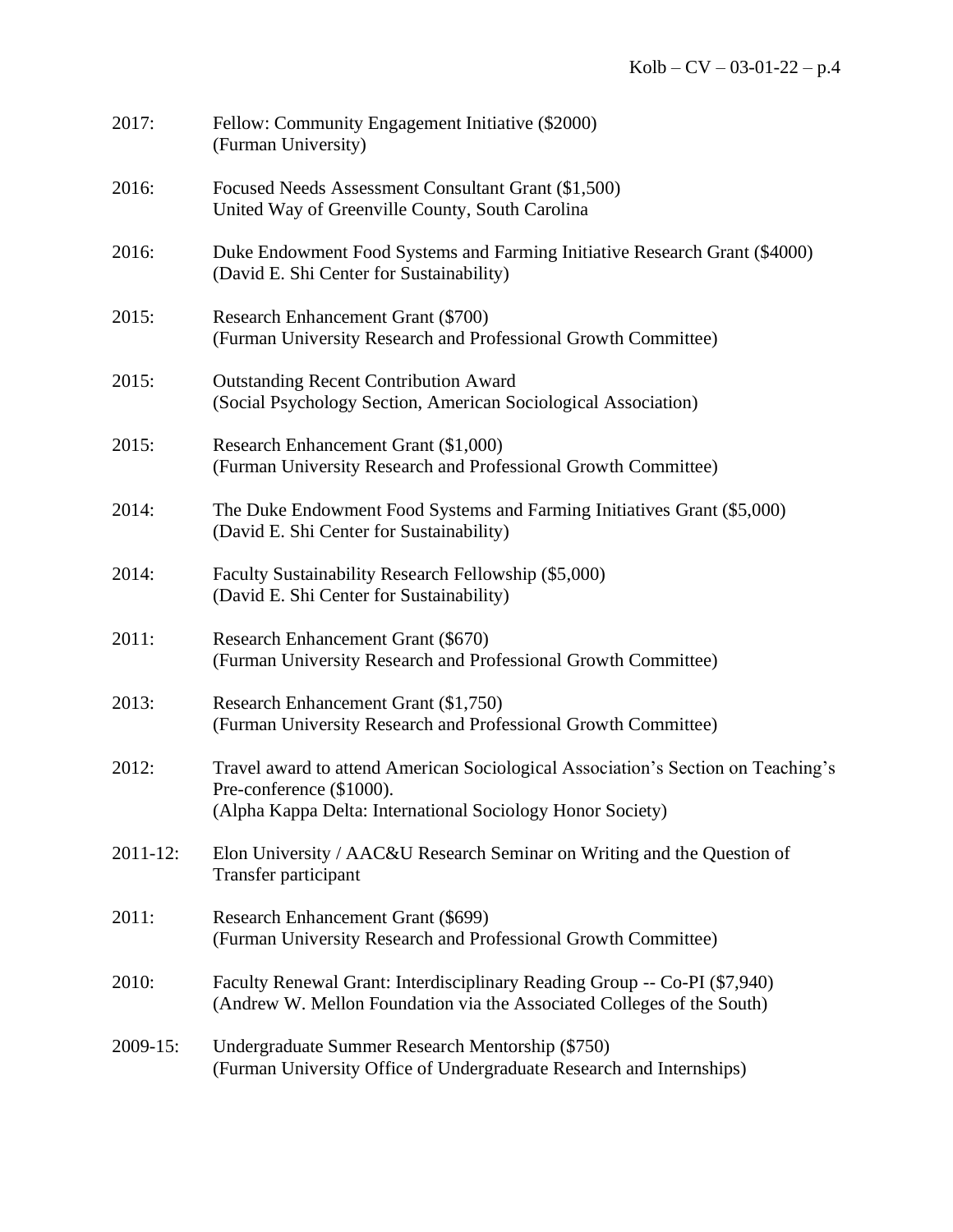2017: Fellow: Community Engagement Initiative ($2000)
(Furman University)

2016: Focused Needs Assessment Consultant Grant ($1,500)
United Way of Greenville County, South Carolina

2016: Duke Endowment Food Systems and Farming Initiative Research Grant ($4000)
(David E. Shi Center for Sustainability)

2015: Research Enhancement Grant ($700)
(Furman University Research and Professional Growth Committee)

2015: Outstanding Recent Contribution Award
(Social Psychology Section, American Sociological Association)

2015: Research Enhancement Grant ($1,000)
(Furman University Research and Professional Growth Committee)

2014: The Duke Endowment Food Systems and Farming Initiatives Grant ($5,000)
(David E. Shi Center for Sustainability)

2014: Faculty Sustainability Research Fellowship ($5,000)
(David E. Shi Center for Sustainability)

2011: Research Enhancement Grant ($670)
(Furman University Research and Professional Growth Committee)

2013: Research Enhancement Grant ($1,750)
(Furman University Research and Professional Growth Committee)

2012: Travel award to attend American Sociological Association's Section on Teaching's Pre-conference ($1000).
(Alpha Kappa Delta: International Sociology Honor Society)

2011-12: Elon University / AAC&U Research Seminar on Writing and the Question of Transfer participant

2011: Research Enhancement Grant ($699)
(Furman University Research and Professional Growth Committee)

2010: Faculty Renewal Grant: Interdisciplinary Reading Group -- Co-PI ($7,940)
(Andrew W. Mellon Foundation via the Associated Colleges of the South)

2009-15: Undergraduate Summer Research Mentorship ($750)
(Furman University Office of Undergraduate Research and Internships)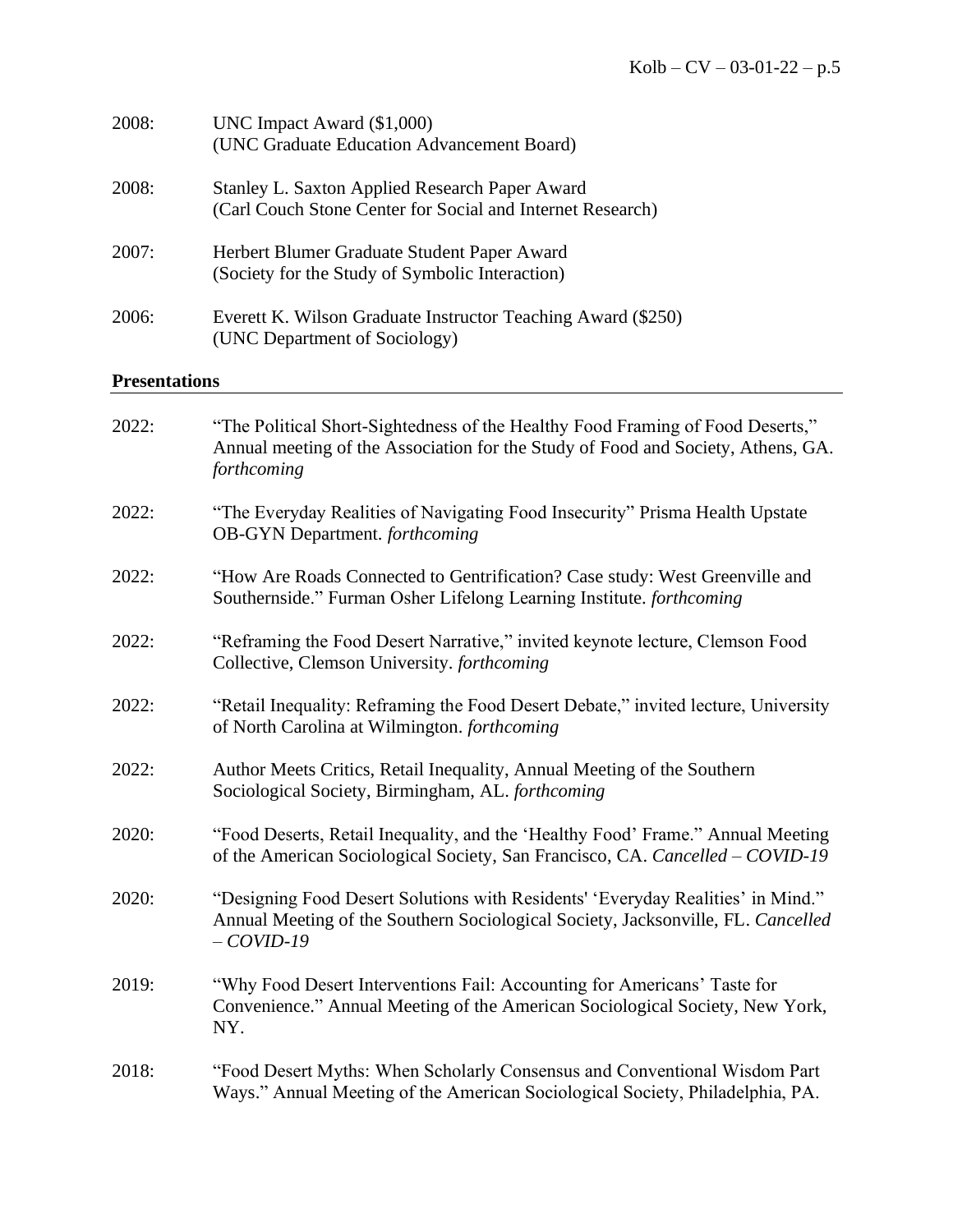2008: UNC Impact Award ($1,000)
(UNC Graduate Education Advancement Board)

2008: Stanley L. Saxton Applied Research Paper Award
(Carl Couch Stone Center for Social and Internet Research)

2007: Herbert Blumer Graduate Student Paper Award
(Society for the Study of Symbolic Interaction)

2006: Everett K. Wilson Graduate Instructor Teaching Award ($250)
(UNC Department of Sociology)

## Presentations

2022: "The Political Short-Sightedness of the Healthy Food Framing of Food Deserts," Annual meeting of the Association for the Study of Food and Society, Athens, GA. *forthcoming*

2022: "The Everyday Realities of Navigating Food Insecurity" Prisma Health Upstate OB-GYN Department. *forthcoming*

2022: "How Are Roads Connected to Gentrification? Case study: West Greenville and Southernside." Furman Osher Lifelong Learning Institute. *forthcoming*

2022: "Reframing the Food Desert Narrative," invited keynote lecture, Clemson Food Collective, Clemson University. *forthcoming*

2022: "Retail Inequality: Reframing the Food Desert Debate," invited lecture, University of North Carolina at Wilmington. *forthcoming*

2022: Author Meets Critics, Retail Inequality, Annual Meeting of the Southern Sociological Society, Birmingham, AL. *forthcoming*

2020: "Food Deserts, Retail Inequality, and the 'Healthy Food' Frame." Annual Meeting of the American Sociological Society, San Francisco, CA. *Cancelled – COVID-19*

2020: "Designing Food Desert Solutions with Residents' 'Everyday Realities' in Mind." Annual Meeting of the Southern Sociological Society, Jacksonville, FL. *Cancelled – COVID-19*

2019: "Why Food Desert Interventions Fail: Accounting for Americans' Taste for Convenience." Annual Meeting of the American Sociological Society, New York, NY.

2018: "Food Desert Myths: When Scholarly Consensus and Conventional Wisdom Part Ways." Annual Meeting of the American Sociological Society, Philadelphia, PA.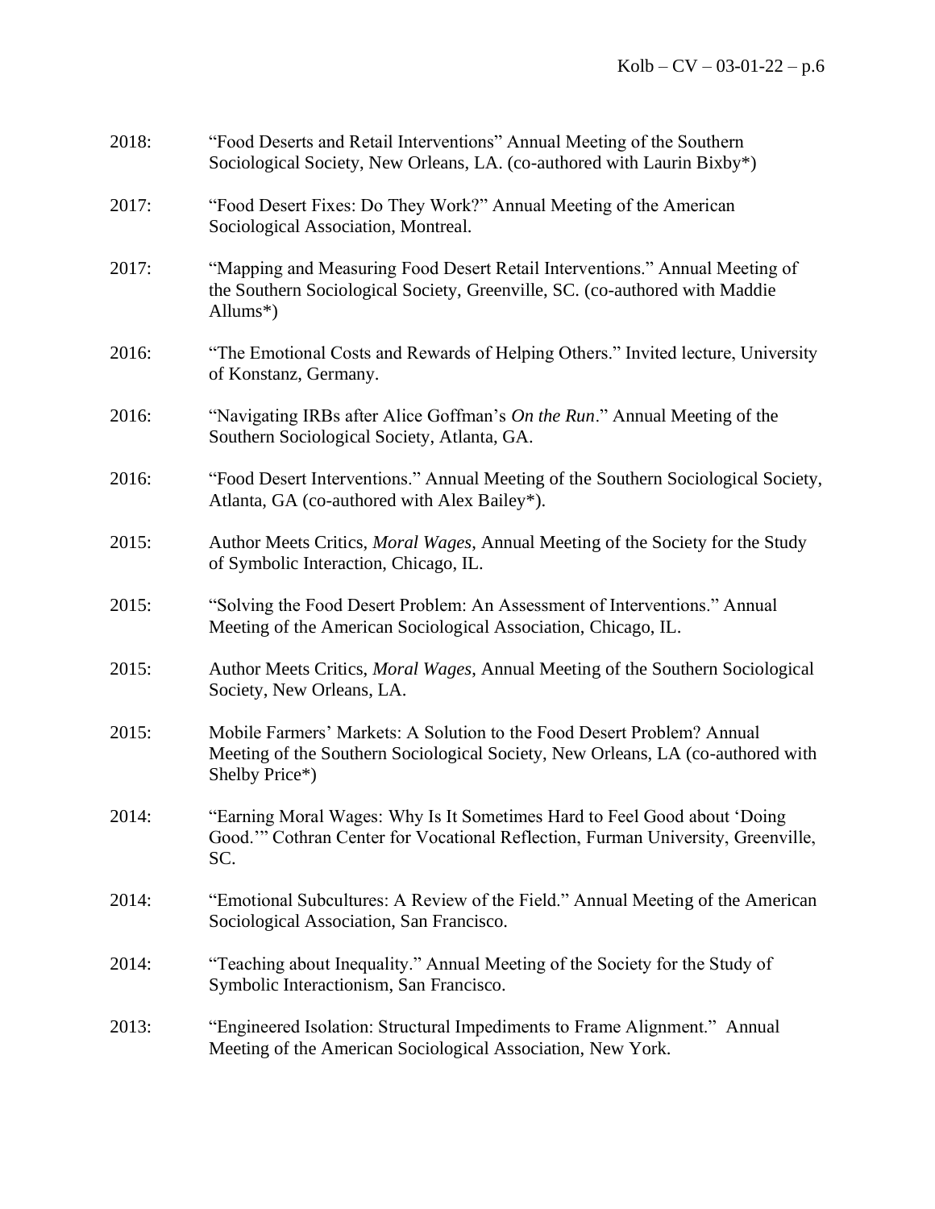2018: "Food Deserts and Retail Interventions" Annual Meeting of the Southern Sociological Society, New Orleans, LA. (co-authored with Laurin Bixby*)

2017: "Food Desert Fixes: Do They Work?" Annual Meeting of the American Sociological Association, Montreal.

2017: "Mapping and Measuring Food Desert Retail Interventions." Annual Meeting of the Southern Sociological Society, Greenville, SC. (co-authored with Maddie Allums*)

2016: "The Emotional Costs and Rewards of Helping Others." Invited lecture, University of Konstanz, Germany.

2016: "Navigating IRBs after Alice Goffman's *On the Run*." Annual Meeting of the Southern Sociological Society, Atlanta, GA.

2016: "Food Desert Interventions." Annual Meeting of the Southern Sociological Society, Atlanta, GA (co-authored with Alex Bailey*).

2015: Author Meets Critics, *Moral Wages*, Annual Meeting of the Society for the Study of Symbolic Interaction, Chicago, IL.

2015: "Solving the Food Desert Problem: An Assessment of Interventions." Annual Meeting of the American Sociological Association, Chicago, IL.

2015: Author Meets Critics, *Moral Wages*, Annual Meeting of the Southern Sociological Society, New Orleans, LA.

2015: Mobile Farmers' Markets: A Solution to the Food Desert Problem? Annual Meeting of the Southern Sociological Society, New Orleans, LA (co-authored with Shelby Price*)

2014: "Earning Moral Wages: Why Is It Sometimes Hard to Feel Good about 'Doing Good.'" Cothran Center for Vocational Reflection, Furman University, Greenville, SC.

2014: "Emotional Subcultures: A Review of the Field." Annual Meeting of the American Sociological Association, San Francisco.

2014: "Teaching about Inequality." Annual Meeting of the Society for the Study of Symbolic Interactionism, San Francisco.

2013: "Engineered Isolation: Structural Impediments to Frame Alignment." Annual Meeting of the American Sociological Association, New York.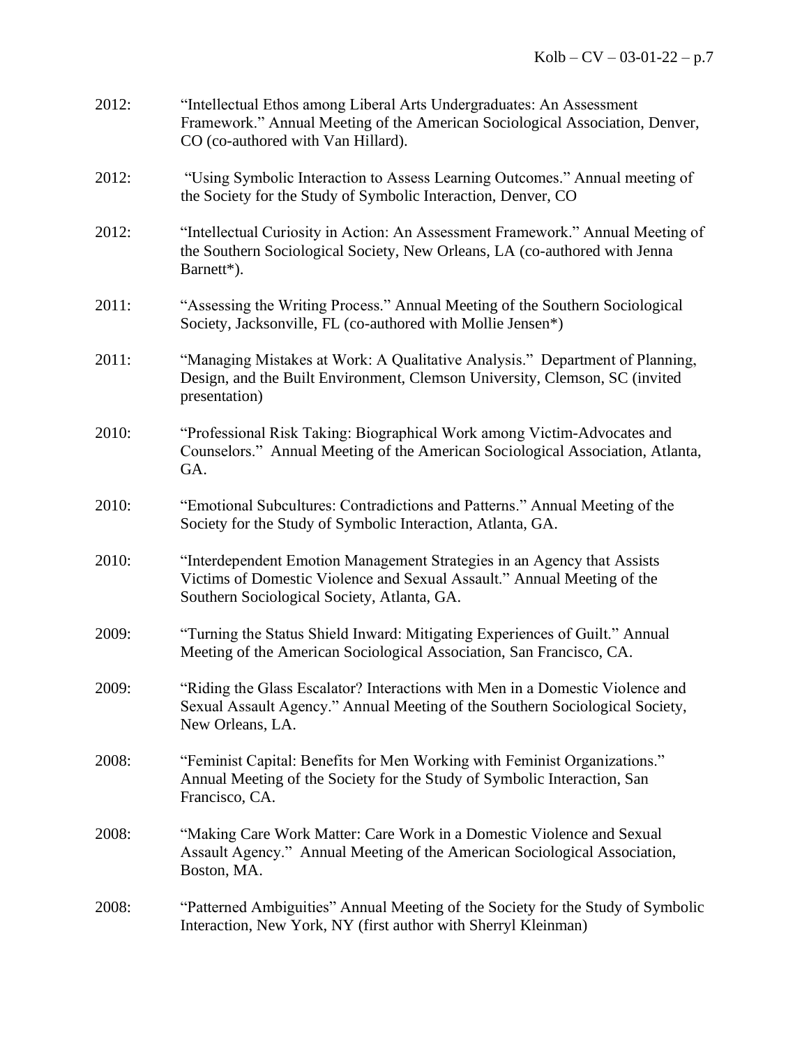2012: "Intellectual Ethos among Liberal Arts Undergraduates: An Assessment Framework." Annual Meeting of the American Sociological Association, Denver, CO (co-authored with Van Hillard).

2012: "Using Symbolic Interaction to Assess Learning Outcomes." Annual meeting of the Society for the Study of Symbolic Interaction, Denver, CO

2012: "Intellectual Curiosity in Action: An Assessment Framework." Annual Meeting of the Southern Sociological Society, New Orleans, LA (co-authored with Jenna Barnett*).

2011: "Assessing the Writing Process." Annual Meeting of the Southern Sociological Society, Jacksonville, FL (co-authored with Mollie Jensen*)

2011: "Managing Mistakes at Work: A Qualitative Analysis." Department of Planning, Design, and the Built Environment, Clemson University, Clemson, SC (invited presentation)

2010: "Professional Risk Taking: Biographical Work among Victim-Advocates and Counselors." Annual Meeting of the American Sociological Association, Atlanta, GA.

2010: "Emotional Subcultures: Contradictions and Patterns." Annual Meeting of the Society for the Study of Symbolic Interaction, Atlanta, GA.

2010: "Interdependent Emotion Management Strategies in an Agency that Assists Victims of Domestic Violence and Sexual Assault." Annual Meeting of the Southern Sociological Society, Atlanta, GA.

2009: "Turning the Status Shield Inward: Mitigating Experiences of Guilt." Annual Meeting of the American Sociological Association, San Francisco, CA.

2009: "Riding the Glass Escalator? Interactions with Men in a Domestic Violence and Sexual Assault Agency." Annual Meeting of the Southern Sociological Society, New Orleans, LA.

2008: "Feminist Capital: Benefits for Men Working with Feminist Organizations." Annual Meeting of the Society for the Study of Symbolic Interaction, San Francisco, CA.

2008: "Making Care Work Matter: Care Work in a Domestic Violence and Sexual Assault Agency." Annual Meeting of the American Sociological Association, Boston, MA.

2008: "Patterned Ambiguities" Annual Meeting of the Society for the Study of Symbolic Interaction, New York, NY (first author with Sherryl Kleinman)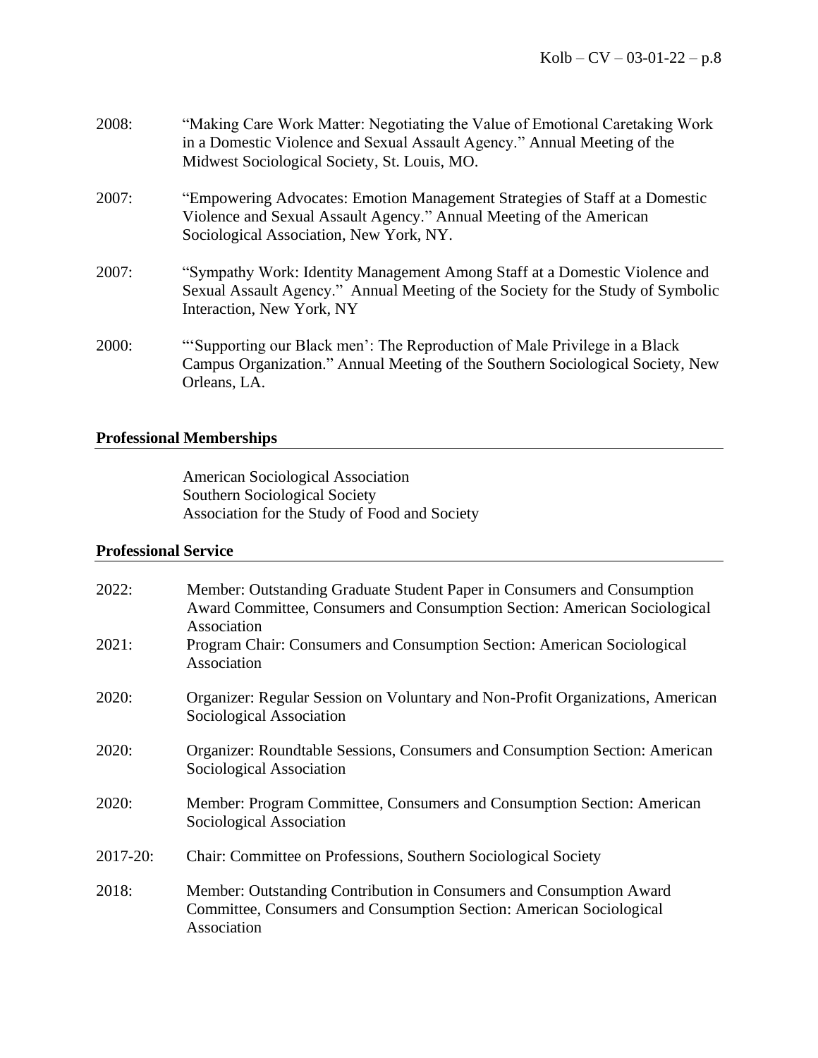2008: "Making Care Work Matter: Negotiating the Value of Emotional Caretaking Work in a Domestic Violence and Sexual Assault Agency." Annual Meeting of the Midwest Sociological Society, St. Louis, MO.

2007: "Empowering Advocates: Emotion Management Strategies of Staff at a Domestic Violence and Sexual Assault Agency." Annual Meeting of the American Sociological Association, New York, NY.

2007: "Sympathy Work: Identity Management Among Staff at a Domestic Violence and Sexual Assault Agency." Annual Meeting of the Society for the Study of Symbolic Interaction, New York, NY

2000: "'Supporting our Black men': The Reproduction of Male Privilege in a Black Campus Organization." Annual Meeting of the Southern Sociological Society, New Orleans, LA.

## Professional Memberships

American Sociological Association
Southern Sociological Society
Association for the Study of Food and Society

## Professional Service

2022: Member: Outstanding Graduate Student Paper in Consumers and Consumption Award Committee, Consumers and Consumption Section: American Sociological Association

2021: Program Chair: Consumers and Consumption Section: American Sociological Association

2020: Organizer: Regular Session on Voluntary and Non-Profit Organizations, American Sociological Association

2020: Organizer: Roundtable Sessions, Consumers and Consumption Section: American Sociological Association

2020: Member: Program Committee, Consumers and Consumption Section: American Sociological Association

2017-20: Chair: Committee on Professions, Southern Sociological Society

2018: Member: Outstanding Contribution in Consumers and Consumption Award Committee, Consumers and Consumption Section: American Sociological Association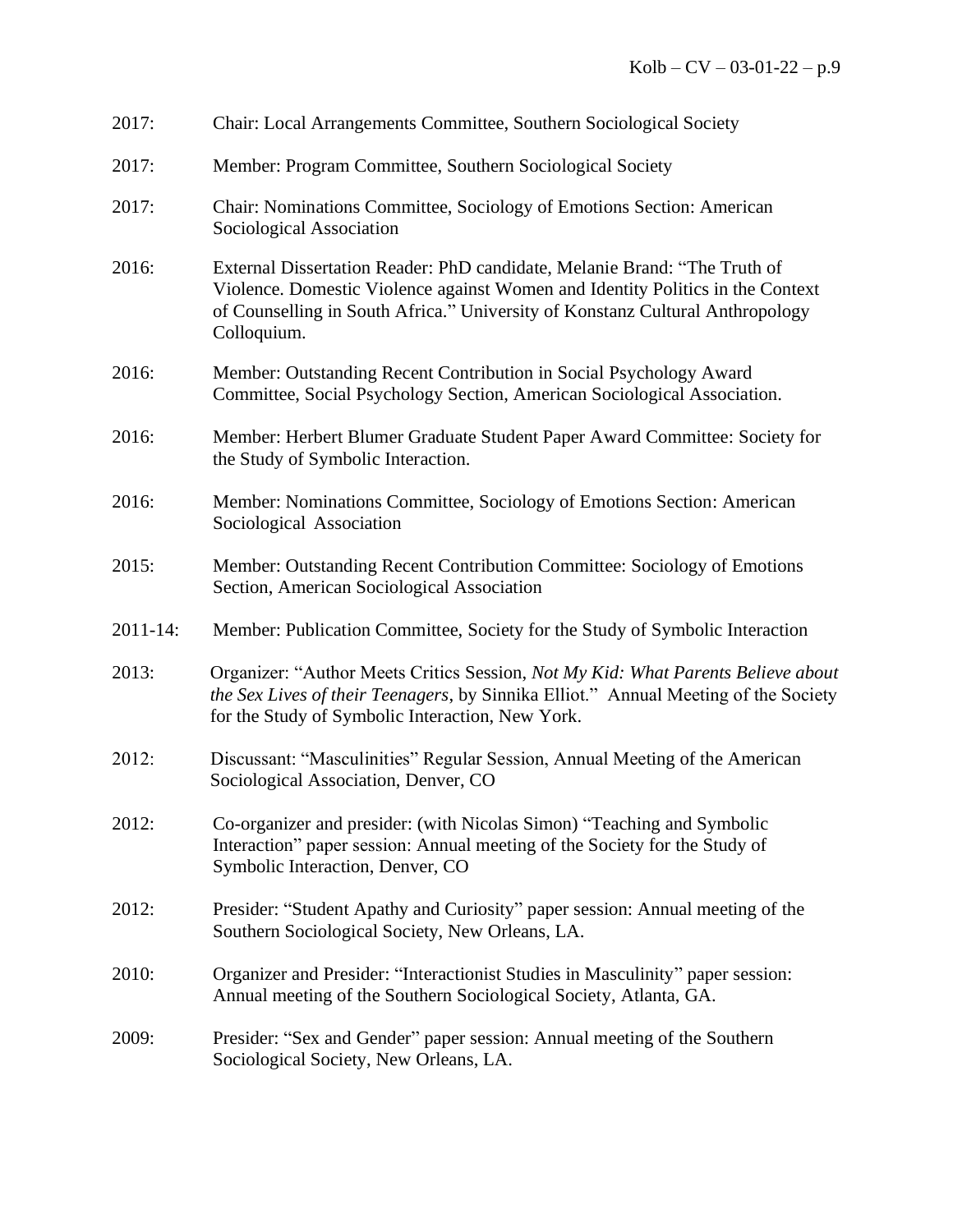2017: Chair: Local Arrangements Committee, Southern Sociological Society

2017: Member: Program Committee, Southern Sociological Society

2017: Chair: Nominations Committee, Sociology of Emotions Section: American Sociological Association

2016: External Dissertation Reader: PhD candidate, Melanie Brand: "The Truth of Violence. Domestic Violence against Women and Identity Politics in the Context of Counselling in South Africa." University of Konstanz Cultural Anthropology Colloquium.

2016: Member: Outstanding Recent Contribution in Social Psychology Award Committee, Social Psychology Section, American Sociological Association.

2016: Member: Herbert Blumer Graduate Student Paper Award Committee: Society for the Study of Symbolic Interaction.

2016: Member: Nominations Committee, Sociology of Emotions Section: American Sociological Association

2015: Member: Outstanding Recent Contribution Committee: Sociology of Emotions Section, American Sociological Association

2011-14: Member: Publication Committee, Society for the Study of Symbolic Interaction

2013: Organizer: "Author Meets Critics Session, *Not My Kid: What Parents Believe about the Sex Lives of their Teenagers*, by Sinnika Elliot." Annual Meeting of the Society for the Study of Symbolic Interaction, New York.

2012: Discussant: "Masculinities" Regular Session, Annual Meeting of the American Sociological Association, Denver, CO

2012: Co-organizer and presider: (with Nicolas Simon) "Teaching and Symbolic Interaction" paper session: Annual meeting of the Society for the Study of Symbolic Interaction, Denver, CO

2012: Presider: "Student Apathy and Curiosity" paper session: Annual meeting of the Southern Sociological Society, New Orleans, LA.

2010: Organizer and Presider: "Interactionist Studies in Masculinity" paper session: Annual meeting of the Southern Sociological Society, Atlanta, GA.

2009: Presider: "Sex and Gender" paper session: Annual meeting of the Southern Sociological Society, New Orleans, LA.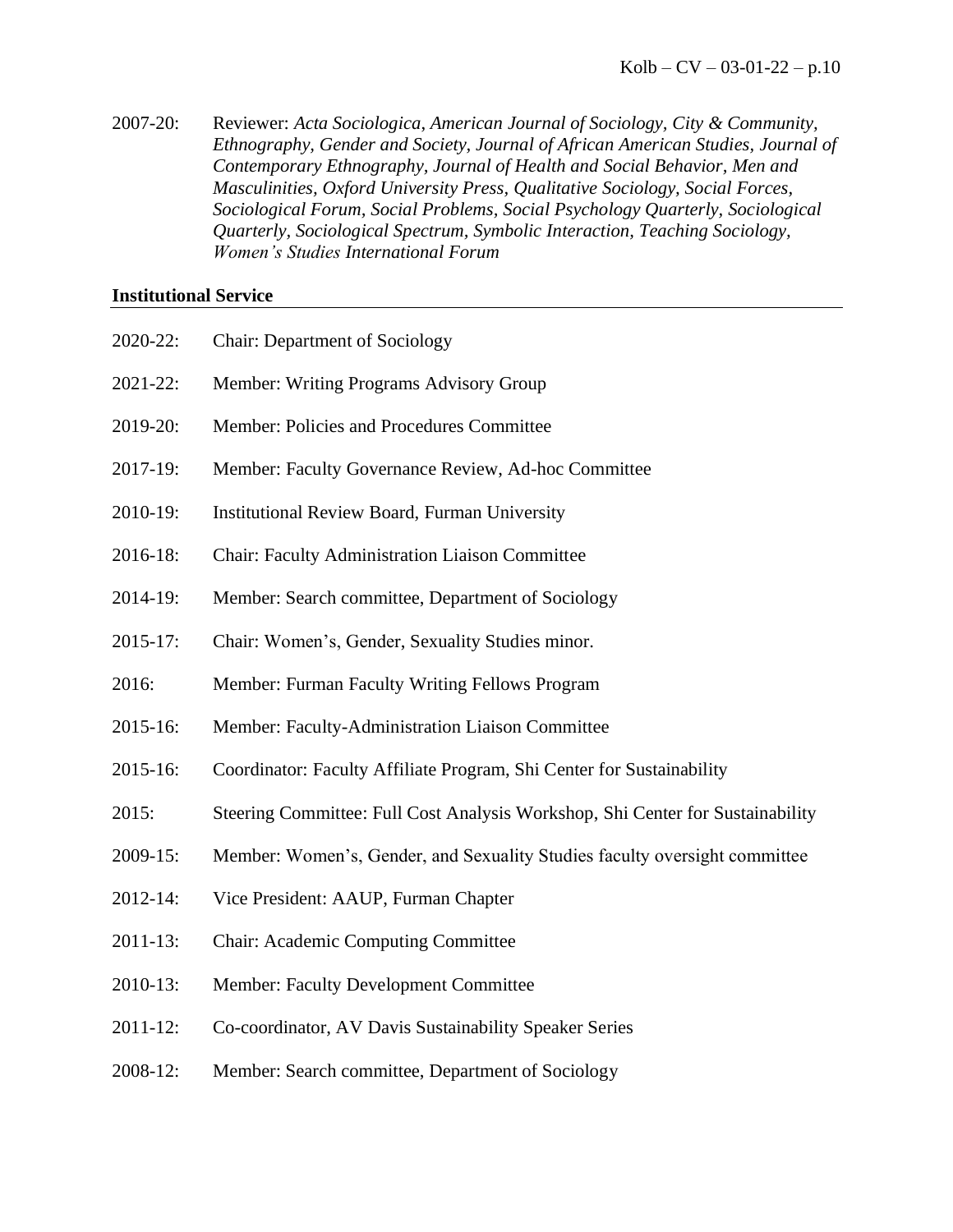2007-20: Reviewer: *Acta Sociologica, American Journal of Sociology, City & Community, Ethnography, Gender and Society, Journal of African American Studies, Journal of Contemporary Ethnography, Journal of Health and Social Behavior, Men and Masculinities, Oxford University Press, Qualitative Sociology, Social Forces, Sociological Forum, Social Problems, Social Psychology Quarterly, Sociological Quarterly, Sociological Spectrum, Symbolic Interaction, Teaching Sociology, Women's Studies International Forum*

## Institutional Service

2020-22: Chair: Department of Sociology

2021-22: Member: Writing Programs Advisory Group

2019-20: Member: Policies and Procedures Committee

2017-19: Member: Faculty Governance Review, Ad-hoc Committee

2010-19: Institutional Review Board, Furman University

2016-18: Chair: Faculty Administration Liaison Committee

2014-19: Member: Search committee, Department of Sociology

2015-17: Chair: Women's, Gender, Sexuality Studies minor.

2016: Member: Furman Faculty Writing Fellows Program

2015-16: Member: Faculty-Administration Liaison Committee

2015-16: Coordinator: Faculty Affiliate Program, Shi Center for Sustainability

2015: Steering Committee: Full Cost Analysis Workshop, Shi Center for Sustainability

2009-15: Member: Women's, Gender, and Sexuality Studies faculty oversight committee

2012-14: Vice President: AAUP, Furman Chapter

2011-13: Chair: Academic Computing Committee

2010-13: Member: Faculty Development Committee

2011-12: Co-coordinator, AV Davis Sustainability Speaker Series

2008-12: Member: Search committee, Department of Sociology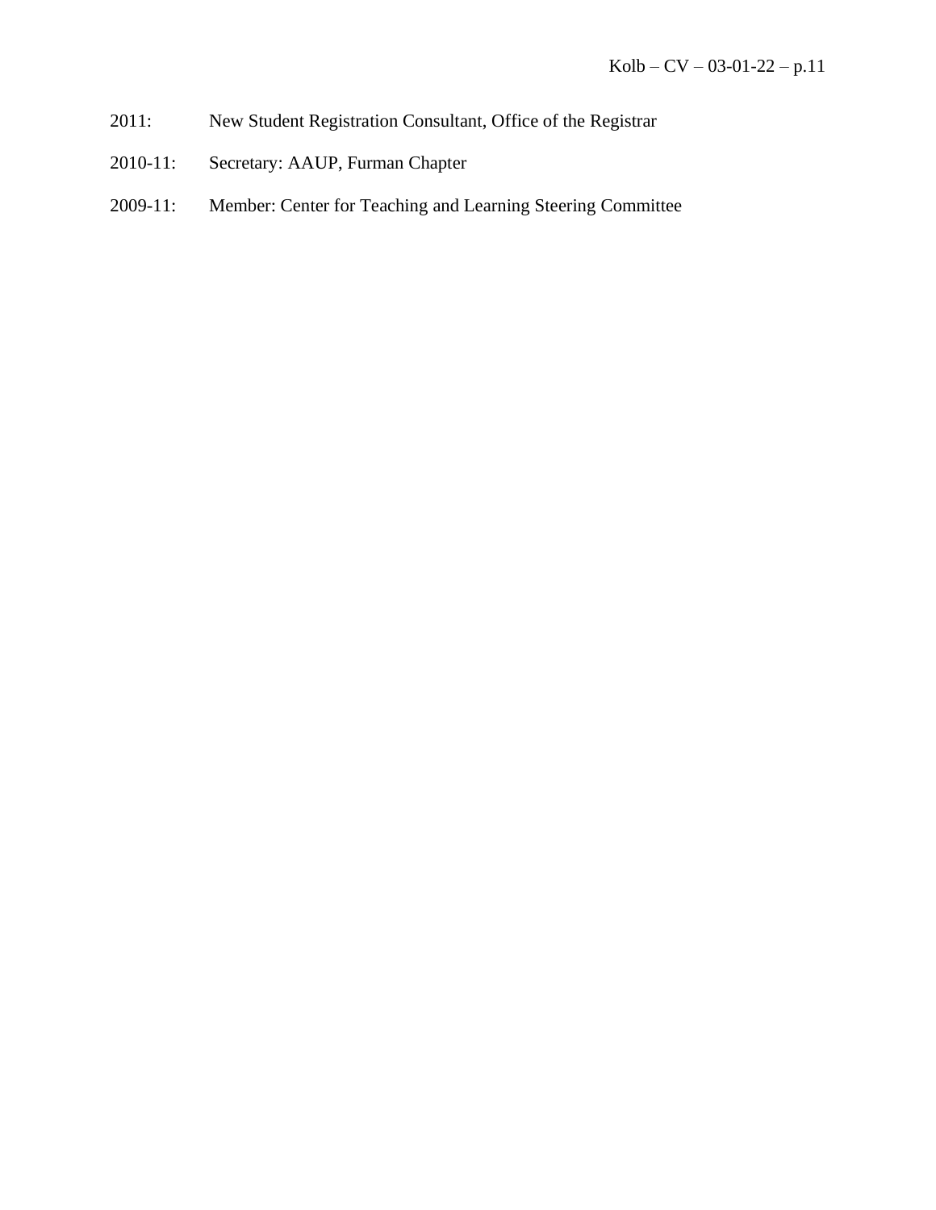2011: New Student Registration Consultant, Office of the Registrar

2010-11: Secretary: AAUP, Furman Chapter

2009-11: Member: Center for Teaching and Learning Steering Committee